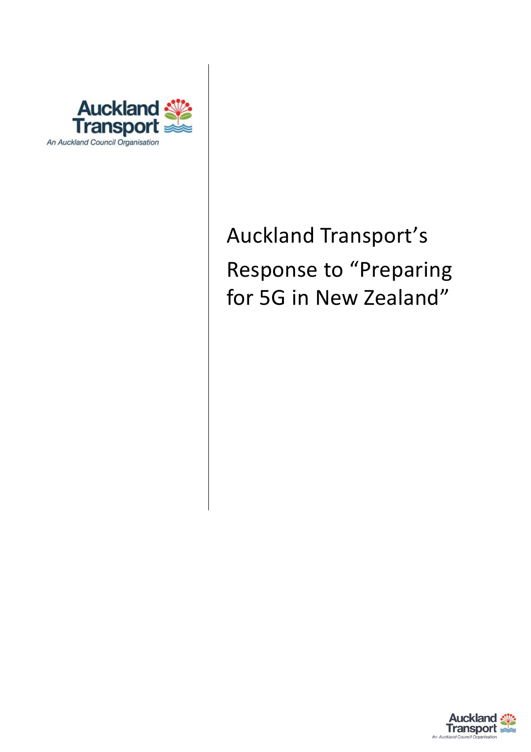Auckland Transport
An Auckland Council Organisation

# Auckland Transport's Response to "Preparing for 5G in New Zealand"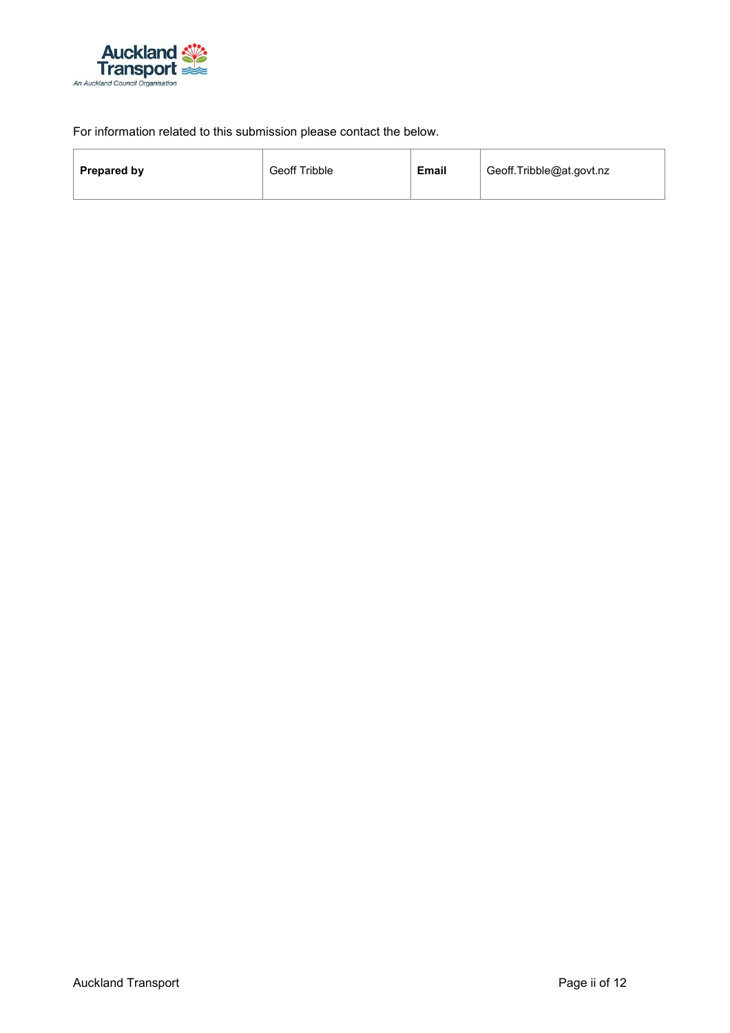For information related to this submission please contact the below.

| | | | |
|---|---|---|---|
| **Prepared by** | Geoff Tribble | **Email** | Geoff.Tribble@at.govt.nz |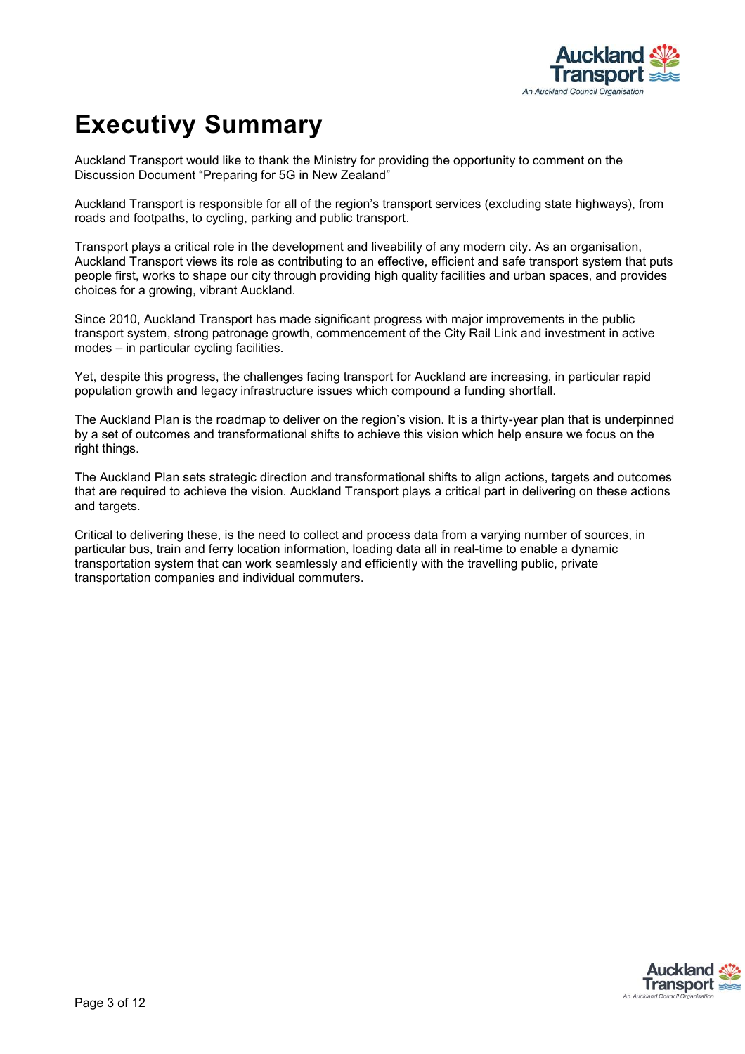# Executivy Summary

Auckland Transport would like to thank the Ministry for providing the opportunity to comment on the Discussion Document "Preparing for 5G in New Zealand"

Auckland Transport is responsible for all of the region's transport services (excluding state highways), from roads and footpaths, to cycling, parking and public transport.

Transport plays a critical role in the development and liveability of any modern city. As an organisation, Auckland Transport views its role as contributing to an effective, efficient and safe transport system that puts people first, works to shape our city through providing high quality facilities and urban spaces, and provides choices for a growing, vibrant Auckland.

Since 2010, Auckland Transport has made significant progress with major improvements in the public transport system, strong patronage growth, commencement of the City Rail Link and investment in active modes – in particular cycling facilities.

Yet, despite this progress, the challenges facing transport for Auckland are increasing, in particular rapid population growth and legacy infrastructure issues which compound a funding shortfall.

The Auckland Plan is the roadmap to deliver on the region's vision. It is a thirty-year plan that is underpinned by a set of outcomes and transformational shifts to achieve this vision which help ensure we focus on the right things.

The Auckland Plan sets strategic direction and transformational shifts to align actions, targets and outcomes that are required to achieve the vision. Auckland Transport plays a critical part in delivering on these actions and targets.

Critical to delivering these, is the need to collect and process data from a varying number of sources, in particular bus, train and ferry location information, loading data all in real-time to enable a dynamic transportation system that can work seamlessly and efficiently with the travelling public, private transportation companies and individual commuters.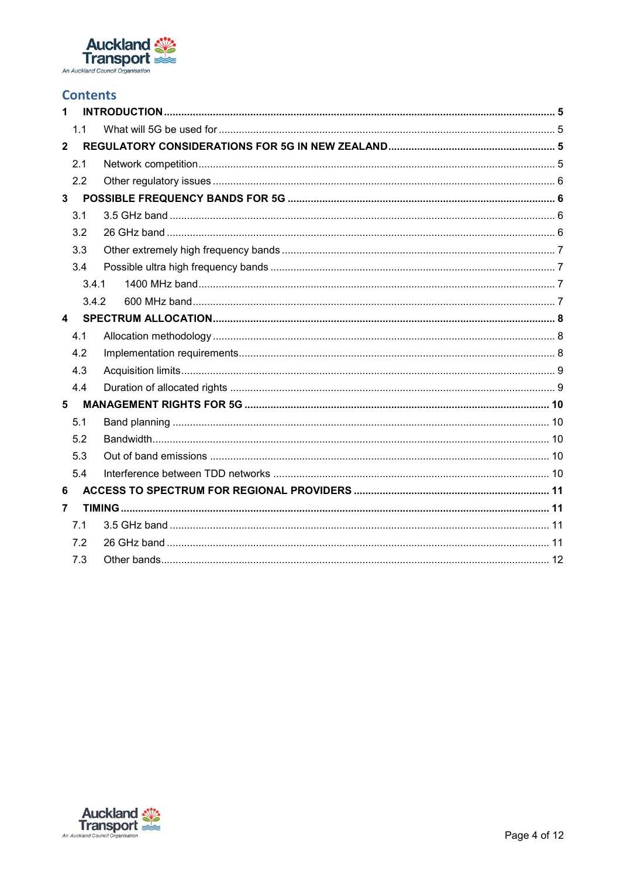## Contents

1 INTRODUCTION ..... 5
- 1.1 What will 5G be used for ..... 5

2 REGULATORY CONSIDERATIONS FOR 5G IN NEW ZEALAND ..... 5
- 2.1 Network competition ..... 5
- 2.2 Other regulatory issues ..... 6

3 POSSIBLE FREQUENCY BANDS FOR 5G ..... 6
- 3.1 3.5 GHz band ..... 6
- 3.2 26 GHz band ..... 6
- 3.3 Other extremely high frequency bands ..... 7
- 3.4 Possible ultra high frequency bands ..... 7
  - 3.4.1 1400 MHz band ..... 7
  - 3.4.2 600 MHz band ..... 7

4 SPECTRUM ALLOCATION ..... 8
- 4.1 Allocation methodology ..... 8
- 4.2 Implementation requirements ..... 8
- 4.3 Acquisition limits ..... 9
- 4.4 Duration of allocated rights ..... 9

5 MANAGEMENT RIGHTS FOR 5G ..... 10
- 5.1 Band planning ..... 10
- 5.2 Bandwidth ..... 10
- 5.3 Out of band emissions ..... 10
- 5.4 Interference between TDD networks ..... 10

6 ACCESS TO SPECTRUM FOR REGIONAL PROVIDERS ..... 11

7 TIMING ..... 11
- 7.1 3.5 GHz band ..... 11
- 7.2 26 GHz band ..... 11
- 7.3 Other bands ..... 12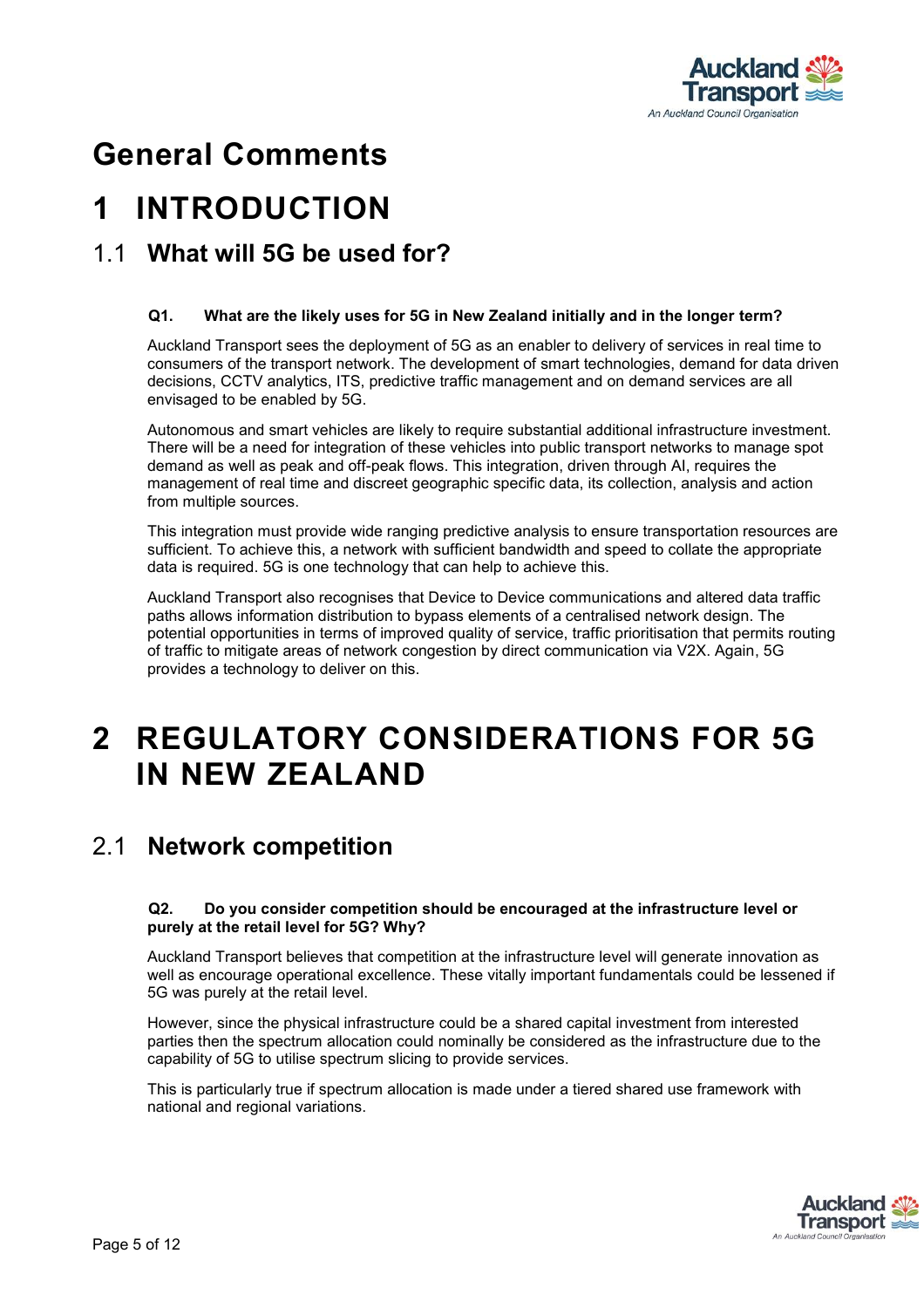# General Comments

# 1 INTRODUCTION

## 1.1 What will 5G be used for?

**Q1. What are the likely uses for 5G in New Zealand initially and in the longer term?**

Auckland Transport sees the deployment of 5G as an enabler to delivery of services in real time to consumers of the transport network. The development of smart technologies, demand for data driven decisions, CCTV analytics, ITS, predictive traffic management and on demand services are all envisaged to be enabled by 5G.

Autonomous and smart vehicles are likely to require substantial additional infrastructure investment. There will be a need for integration of these vehicles into public transport networks to manage spot demand as well as peak and off-peak flows. This integration, driven through AI, requires the management of real time and discreet geographic specific data, its collection, analysis and action from multiple sources.

This integration must provide wide ranging predictive analysis to ensure transportation resources are sufficient. To achieve this, a network with sufficient bandwidth and speed to collate the appropriate data is required. 5G is one technology that can help to achieve this.

Auckland Transport also recognises that Device to Device communications and altered data traffic paths allows information distribution to bypass elements of a centralised network design. The potential opportunities in terms of improved quality of service, traffic prioritisation that permits routing of traffic to mitigate areas of network congestion by direct communication via V2X. Again, 5G provides a technology to deliver on this.

# 2 REGULATORY CONSIDERATIONS FOR 5G IN NEW ZEALAND

## 2.1 Network competition

**Q2. Do you consider competition should be encouraged at the infrastructure level or purely at the retail level for 5G? Why?**

Auckland Transport believes that competition at the infrastructure level will generate innovation as well as encourage operational excellence. These vitally important fundamentals could be lessened if 5G was purely at the retail level.

However, since the physical infrastructure could be a shared capital investment from interested parties then the spectrum allocation could nominally be considered as the infrastructure due to the capability of 5G to utilise spectrum slicing to provide services.

This is particularly true if spectrum allocation is made under a tiered shared use framework with national and regional variations.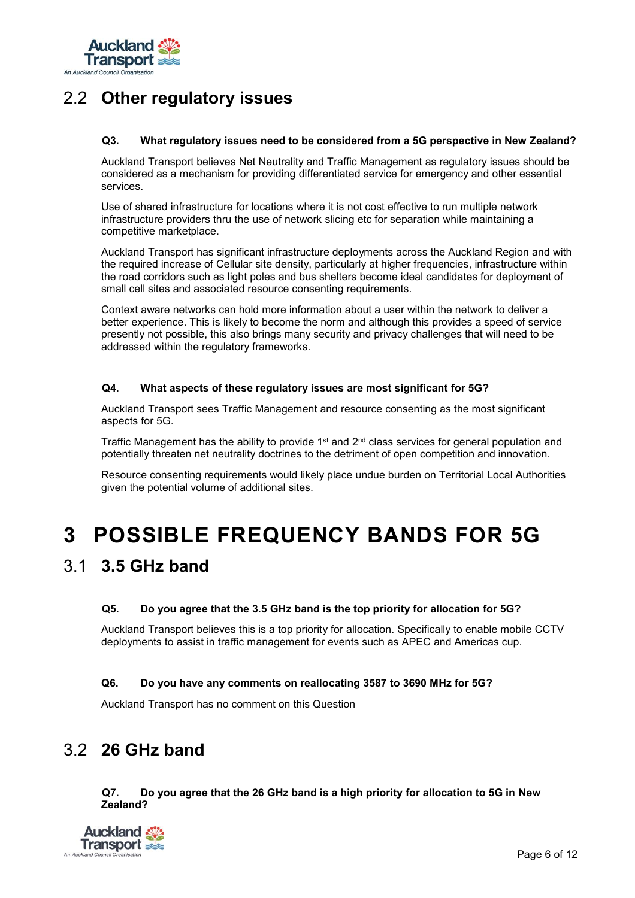## 2.2 Other regulatory issues

**Q3. What regulatory issues need to be considered from a 5G perspective in New Zealand?**

Auckland Transport believes Net Neutrality and Traffic Management as regulatory issues should be considered as a mechanism for providing differentiated service for emergency and other essential services.

Use of shared infrastructure for locations where it is not cost effective to run multiple network infrastructure providers thru the use of network slicing etc for separation while maintaining a competitive marketplace.

Auckland Transport has significant infrastructure deployments across the Auckland Region and with the required increase of Cellular site density, particularly at higher frequencies, infrastructure within the road corridors such as light poles and bus shelters become ideal candidates for deployment of small cell sites and associated resource consenting requirements.

Context aware networks can hold more information about a user within the network to deliver a better experience. This is likely to become the norm and although this provides a speed of service presently not possible, this also brings many security and privacy challenges that will need to be addressed within the regulatory frameworks.

**Q4. What aspects of these regulatory issues are most significant for 5G?**

Auckland Transport sees Traffic Management and resource consenting as the most significant aspects for 5G.

Traffic Management has the ability to provide 1st and 2nd class services for general population and potentially threaten net neutrality doctrines to the detriment of open competition and innovation.

Resource consenting requirements would likely place undue burden on Territorial Local Authorities given the potential volume of additional sites.

# 3 POSSIBLE FREQUENCY BANDS FOR 5G

## 3.1 3.5 GHz band

**Q5. Do you agree that the 3.5 GHz band is the top priority for allocation for 5G?**

Auckland Transport believes this is a top priority for allocation. Specifically to enable mobile CCTV deployments to assist in traffic management for events such as APEC and Americas cup.

**Q6. Do you have any comments on reallocating 3587 to 3690 MHz for 5G?**

Auckland Transport has no comment on this Question

## 3.2 26 GHz band

**Q7. Do you agree that the 26 GHz band is a high priority for allocation to 5G in New Zealand?**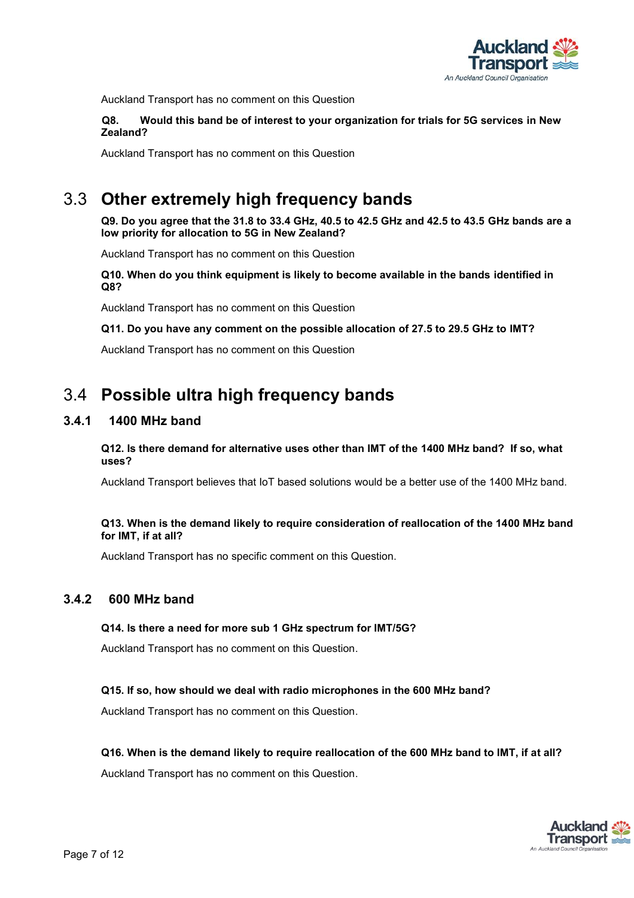Auckland Transport has no comment on this Question

**Q8. Would this band be of interest to your organization for trials for 5G services in New Zealand?**

Auckland Transport has no comment on this Question

## 3.3 Other extremely high frequency bands

**Q9. Do you agree that the 31.8 to 33.4 GHz, 40.5 to 42.5 GHz and 42.5 to 43.5 GHz bands are a low priority for allocation to 5G in New Zealand?**

Auckland Transport has no comment on this Question

**Q10. When do you think equipment is likely to become available in the bands identified in Q8?**

Auckland Transport has no comment on this Question

**Q11. Do you have any comment on the possible allocation of 27.5 to 29.5 GHz to IMT?**

Auckland Transport has no comment on this Question

## 3.4 Possible ultra high frequency bands

### 3.4.1 1400 MHz band

**Q12. Is there demand for alternative uses other than IMT of the 1400 MHz band? If so, what uses?**

Auckland Transport believes that IoT based solutions would be a better use of the 1400 MHz band.

**Q13. When is the demand likely to require consideration of reallocation of the 1400 MHz band for IMT, if at all?**

Auckland Transport has no specific comment on this Question.

### 3.4.2 600 MHz band

**Q14. Is there a need for more sub 1 GHz spectrum for IMT/5G?**

Auckland Transport has no comment on this Question.

**Q15. If so, how should we deal with radio microphones in the 600 MHz band?**

Auckland Transport has no comment on this Question.

**Q16. When is the demand likely to require reallocation of the 600 MHz band to IMT, if at all?**

Auckland Transport has no comment on this Question.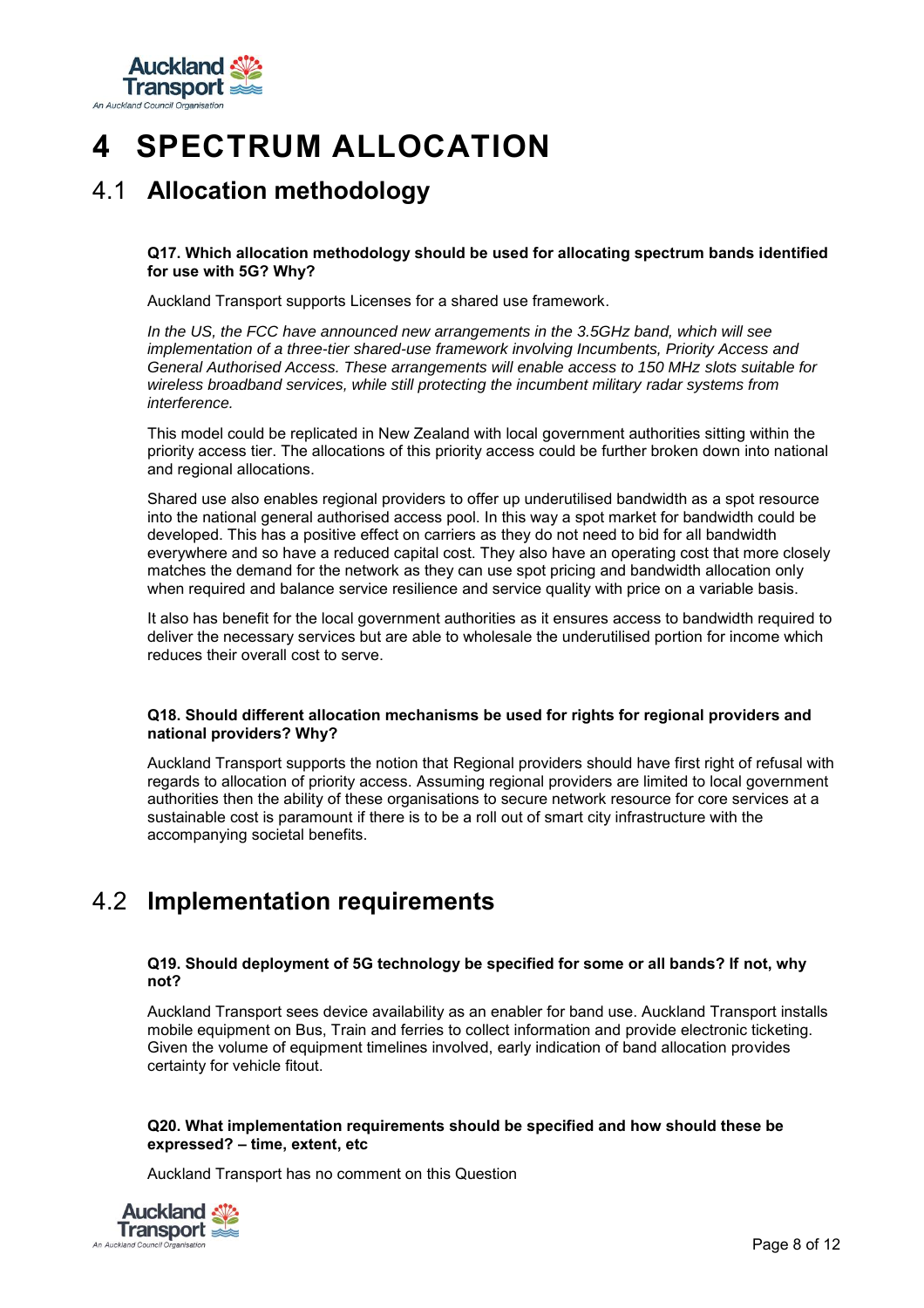# 4 SPECTRUM ALLOCATION

## 4.1 Allocation methodology

**Q17. Which allocation methodology should be used for allocating spectrum bands identified for use with 5G? Why?**

Auckland Transport supports Licenses for a shared use framework.

*In the US, the FCC have announced new arrangements in the 3.5GHz band, which will see implementation of a three-tier shared-use framework involving Incumbents, Priority Access and General Authorised Access. These arrangements will enable access to 150 MHz slots suitable for wireless broadband services, while still protecting the incumbent military radar systems from interference.*

This model could be replicated in New Zealand with local government authorities sitting within the priority access tier. The allocations of this priority access could be further broken down into national and regional allocations.

Shared use also enables regional providers to offer up underutilised bandwidth as a spot resource into the national general authorised access pool. In this way a spot market for bandwidth could be developed. This has a positive effect on carriers as they do not need to bid for all bandwidth everywhere and so have a reduced capital cost. They also have an operating cost that more closely matches the demand for the network as they can use spot pricing and bandwidth allocation only when required and balance service resilience and service quality with price on a variable basis.

It also has benefit for the local government authorities as it ensures access to bandwidth required to deliver the necessary services but are able to wholesale the underutilised portion for income which reduces their overall cost to serve.

**Q18. Should different allocation mechanisms be used for rights for regional providers and national providers? Why?**

Auckland Transport supports the notion that Regional providers should have first right of refusal with regards to allocation of priority access. Assuming regional providers are limited to local government authorities then the ability of these organisations to secure network resource for core services at a sustainable cost is paramount if there is to be a roll out of smart city infrastructure with the accompanying societal benefits.

## 4.2 Implementation requirements

**Q19. Should deployment of 5G technology be specified for some or all bands? If not, why not?**

Auckland Transport sees device availability as an enabler for band use. Auckland Transport installs mobile equipment on Bus, Train and ferries to collect information and provide electronic ticketing. Given the volume of equipment timelines involved, early indication of band allocation provides certainty for vehicle fitout.

**Q20. What implementation requirements should be specified and how should these be expressed? – time, extent, etc**

Auckland Transport has no comment on this Question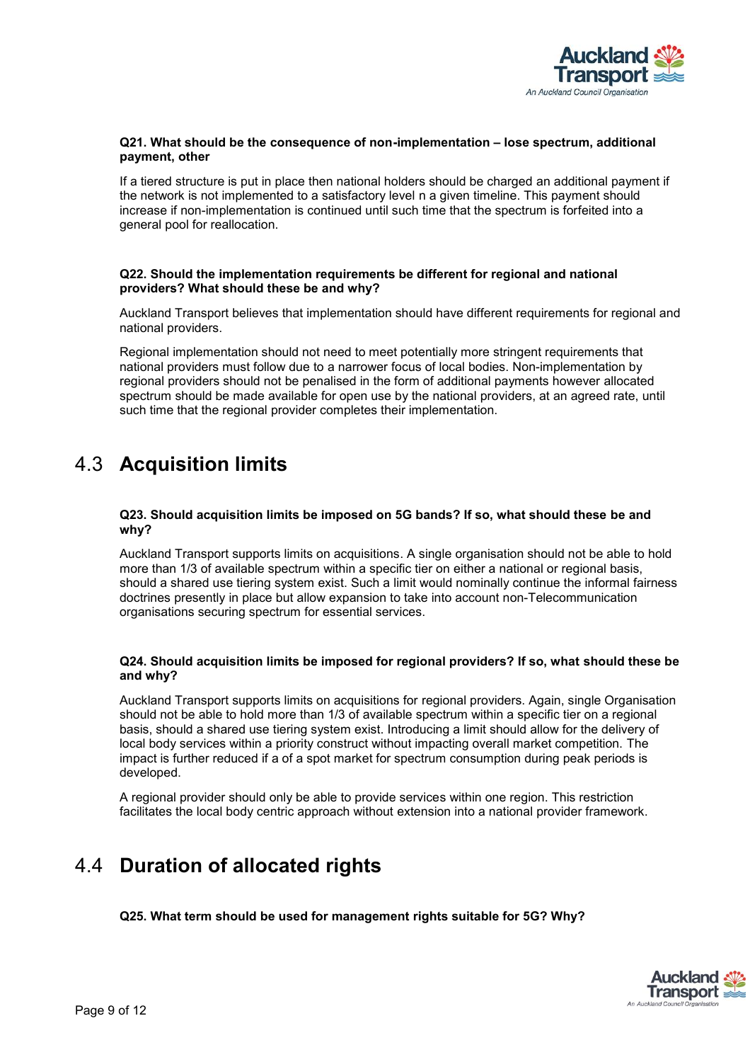**Q21. What should be the consequence of non-implementation – lose spectrum, additional payment, other**

If a tiered structure is put in place then national holders should be charged an additional payment if the network is not implemented to a satisfactory level n a given timeline. This payment should increase if non-implementation is continued until such time that the spectrum is forfeited into a general pool for reallocation.

**Q22. Should the implementation requirements be different for regional and national providers? What should these be and why?**

Auckland Transport believes that implementation should have different requirements for regional and national providers.

Regional implementation should not need to meet potentially more stringent requirements that national providers must follow due to a narrower focus of local bodies. Non-implementation by regional providers should not be penalised in the form of additional payments however allocated spectrum should be made available for open use by the national providers, at an agreed rate, until such time that the regional provider completes their implementation.

## 4.3 Acquisition limits

**Q23. Should acquisition limits be imposed on 5G bands? If so, what should these be and why?**

Auckland Transport supports limits on acquisitions. A single organisation should not be able to hold more than 1/3 of available spectrum within a specific tier on either a national or regional basis, should a shared use tiering system exist. Such a limit would nominally continue the informal fairness doctrines presently in place but allow expansion to take into account non-Telecommunication organisations securing spectrum for essential services.

**Q24. Should acquisition limits be imposed for regional providers? If so, what should these be and why?**

Auckland Transport supports limits on acquisitions for regional providers. Again, single Organisation should not be able to hold more than 1/3 of available spectrum within a specific tier on a regional basis, should a shared use tiering system exist. Introducing a limit should allow for the delivery of local body services within a priority construct without impacting overall market competition. The impact is further reduced if a of a spot market for spectrum consumption during peak periods is developed.

A regional provider should only be able to provide services within one region. This restriction facilitates the local body centric approach without extension into a national provider framework.

## 4.4 Duration of allocated rights

**Q25. What term should be used for management rights suitable for 5G? Why?**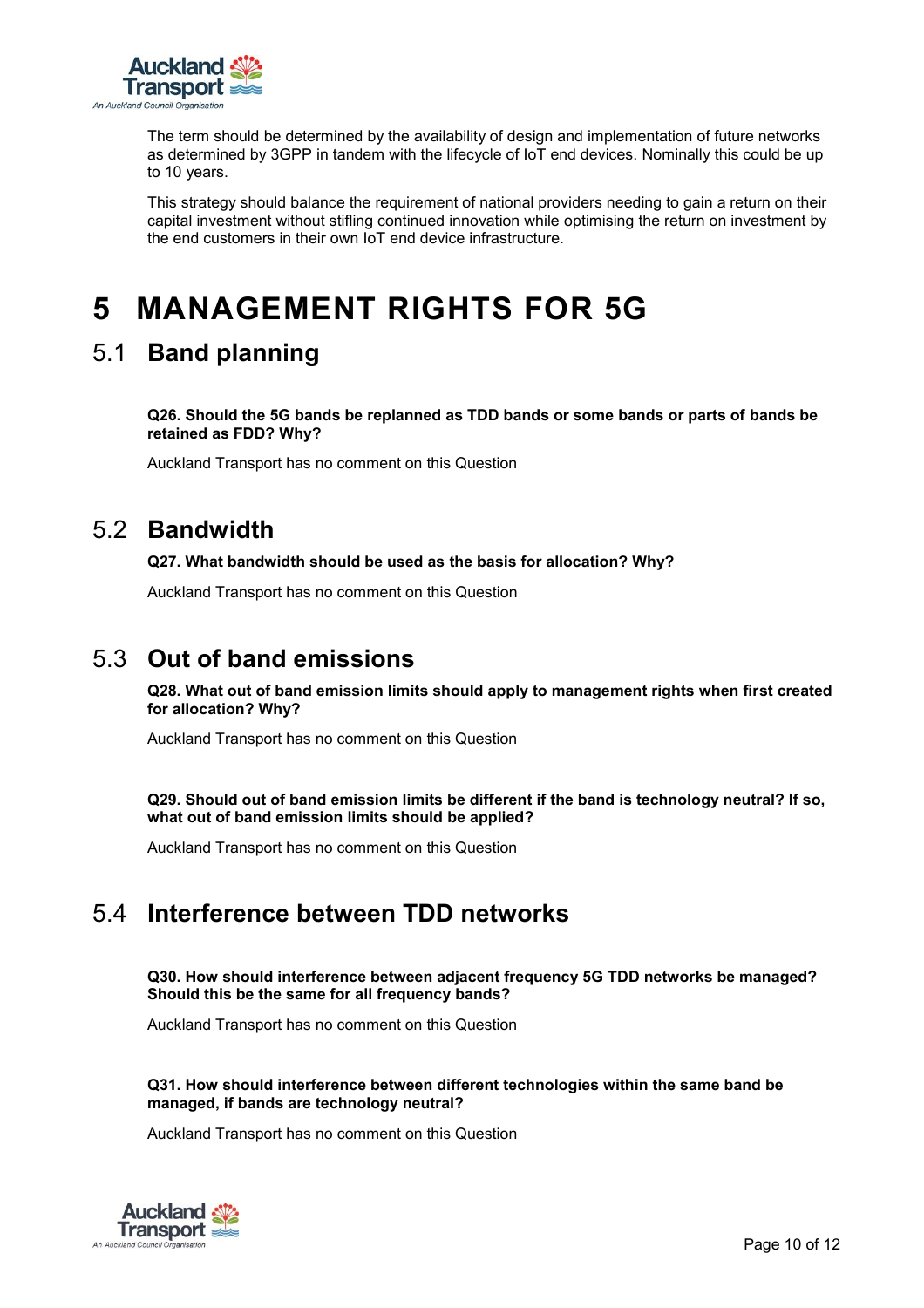The term should be determined by the availability of design and implementation of future networks as determined by 3GPP in tandem with the lifecycle of IoT end devices. Nominally this could be up to 10 years.

This strategy should balance the requirement of national providers needing to gain a return on their capital investment without stifling continued innovation while optimising the return on investment by the end customers in their own IoT end device infrastructure.

# 5 MANAGEMENT RIGHTS FOR 5G

## 5.1 Band planning

**Q26. Should the 5G bands be replanned as TDD bands or some bands or parts of bands be retained as FDD? Why?**

Auckland Transport has no comment on this Question

## 5.2 Bandwidth

**Q27. What bandwidth should be used as the basis for allocation? Why?**

Auckland Transport has no comment on this Question

## 5.3 Out of band emissions

**Q28. What out of band emission limits should apply to management rights when first created for allocation? Why?**

Auckland Transport has no comment on this Question

**Q29. Should out of band emission limits be different if the band is technology neutral? If so, what out of band emission limits should be applied?**

Auckland Transport has no comment on this Question

## 5.4 Interference between TDD networks

**Q30. How should interference between adjacent frequency 5G TDD networks be managed? Should this be the same for all frequency bands?**

Auckland Transport has no comment on this Question

**Q31. How should interference between different technologies within the same band be managed, if bands are technology neutral?**

Auckland Transport has no comment on this Question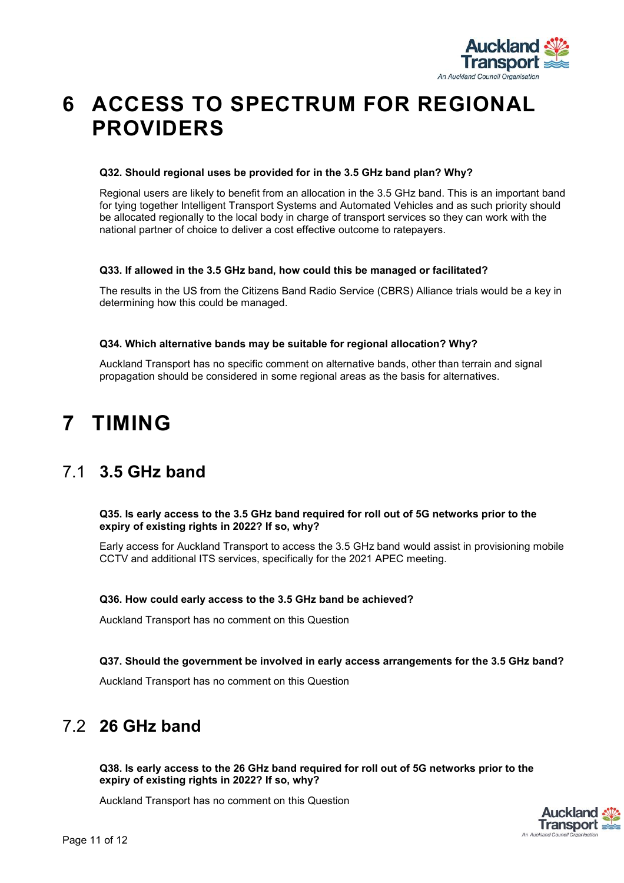# 6 ACCESS TO SPECTRUM FOR REGIONAL PROVIDERS

**Q32. Should regional uses be provided for in the 3.5 GHz band plan? Why?**

Regional users are likely to benefit from an allocation in the 3.5 GHz band. This is an important band for tying together Intelligent Transport Systems and Automated Vehicles and as such priority should be allocated regionally to the local body in charge of transport services so they can work with the national partner of choice to deliver a cost effective outcome to ratepayers.

**Q33. If allowed in the 3.5 GHz band, how could this be managed or facilitated?**

The results in the US from the Citizens Band Radio Service (CBRS) Alliance trials would be a key in determining how this could be managed.

**Q34. Which alternative bands may be suitable for regional allocation? Why?**

Auckland Transport has no specific comment on alternative bands, other than terrain and signal propagation should be considered in some regional areas as the basis for alternatives.

# 7 TIMING

## 7.1 3.5 GHz band

**Q35. Is early access to the 3.5 GHz band required for roll out of 5G networks prior to the expiry of existing rights in 2022? If so, why?**

Early access for Auckland Transport to access the 3.5 GHz band would assist in provisioning mobile CCTV and additional ITS services, specifically for the 2021 APEC meeting.

**Q36. How could early access to the 3.5 GHz band be achieved?**

Auckland Transport has no comment on this Question

**Q37. Should the government be involved in early access arrangements for the 3.5 GHz band?**

Auckland Transport has no comment on this Question

## 7.2 26 GHz band

**Q38. Is early access to the 26 GHz band required for roll out of 5G networks prior to the expiry of existing rights in 2022? If so, why?**

Auckland Transport has no comment on this Question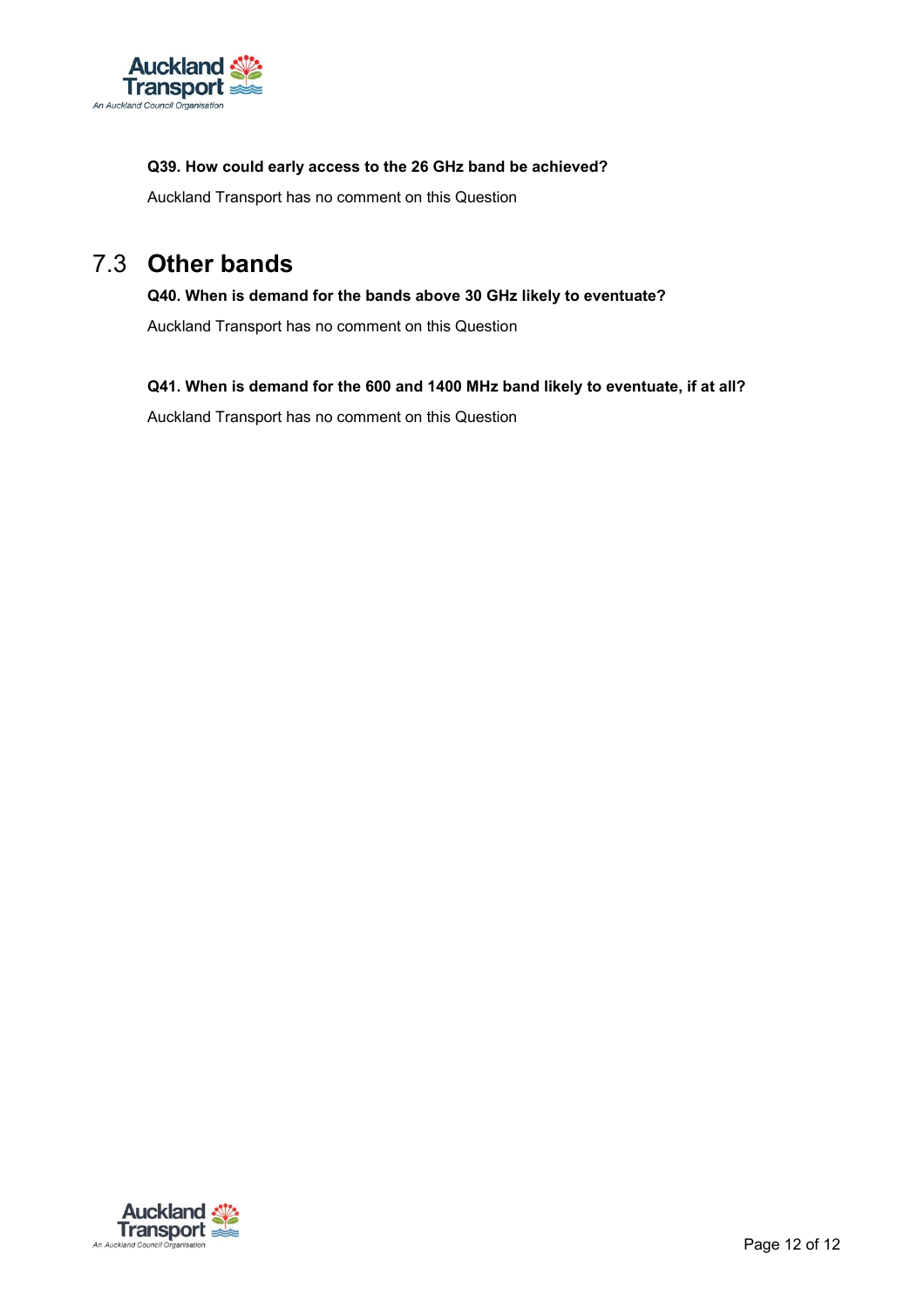**Q39. How could early access to the 26 GHz band be achieved?**

Auckland Transport has no comment on this Question

## 7.3 Other bands

**Q40. When is demand for the bands above 30 GHz likely to eventuate?**

Auckland Transport has no comment on this Question

**Q41. When is demand for the 600 and 1400 MHz band likely to eventuate, if at all?**

Auckland Transport has no comment on this Question